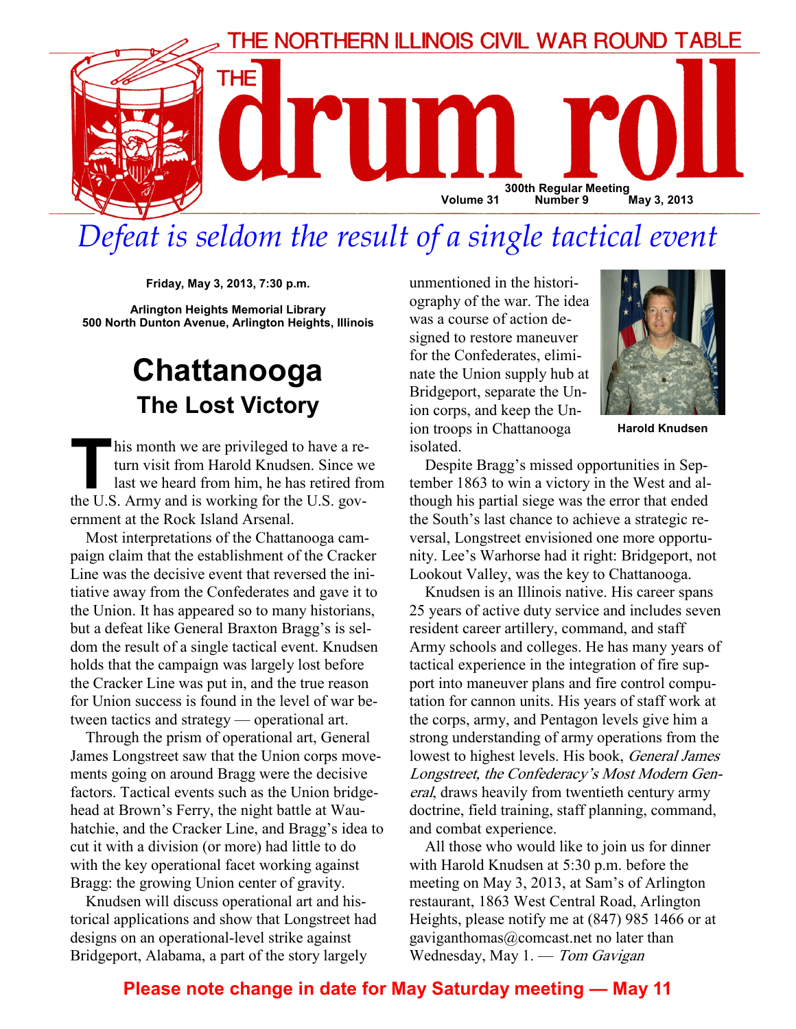THE NORTHERN ILLINOIS CIVIL WAR ROUND TABLE

# THE drum roll

300th Regular Meeting
Volume 31 Number 9 May 3, 2013

*Defeat is seldom the result of a single tactical event*

**Friday, May 3, 2013, 7:30 p.m.**

**Arlington Heights Memorial Library**
**500 North Dunton Avenue, Arlington Heights, Illinois**

## Chattanooga
### The Lost Victory

This month we are privileged to have a return visit from Harold Knudsen. Since we last we heard from him, he has retired from the U.S. Army and is working for the U.S. government at the Rock Island Arsenal.

Most interpretations of the Chattanooga campaign claim that the establishment of the Cracker Line was the decisive event that reversed the initiative away from the Confederates and gave it to the Union. It has appeared so to many historians, but a defeat like General Braxton Bragg's is seldom the result of a single tactical event. Knudsen holds that the campaign was largely lost before the Cracker Line was put in, and the true reason for Union success is found in the level of war between tactics and strategy — operational art.

Through the prism of operational art, General James Longstreet saw that the Union corps movements going on around Bragg were the decisive factors. Tactical events such as the Union bridgehead at Brown's Ferry, the night battle at Wauhatchie, and the Cracker Line, and Bragg's idea to cut it with a division (or more) had little to do with the key operational facet working against Bragg: the growing Union center of gravity.

Knudsen will discuss operational art and historical applications and show that Longstreet had designs on an operational-level strike against Bridgeport, Alabama, a part of the story largely unmentioned in the historiography of the war. The idea was a course of action designed to restore maneuver for the Confederates, eliminate the Union supply hub at Bridgeport, separate the Union corps, and keep the Union troops in Chattanooga isolated.

**Harold Knudsen**

Despite Bragg's missed opportunities in September 1863 to win a victory in the West and although his partial siege was the error that ended the South's last chance to achieve a strategic reversal, Longstreet envisioned one more opportunity. Lee's Warhorse had it right: Bridgeport, not Lookout Valley, was the key to Chattanooga.

Knudsen is an Illinois native. His career spans 25 years of active duty service and includes seven resident career artillery, command, and staff Army schools and colleges. He has many years of tactical experience in the integration of fire support into maneuver plans and fire control computation for cannon units. His years of staff work at the corps, army, and Pentagon levels give him a strong understanding of army operations from the lowest to highest levels. His book, *General James Longstreet, the Confederacy's Most Modern General*, draws heavily from twentieth century army doctrine, field training, staff planning, command, and combat experience.

All those who would like to join us for dinner with Harold Knudsen at 5:30 p.m. before the meeting on May 3, 2013, at Sam's of Arlington restaurant, 1863 West Central Road, Arlington Heights, please notify me at (847) 985 1466 or at gaviganthomas@comcast.net no later than Wednesday, May 1. — *Tom Gavigan*

**Please note change in date for May Saturday meeting — May 11**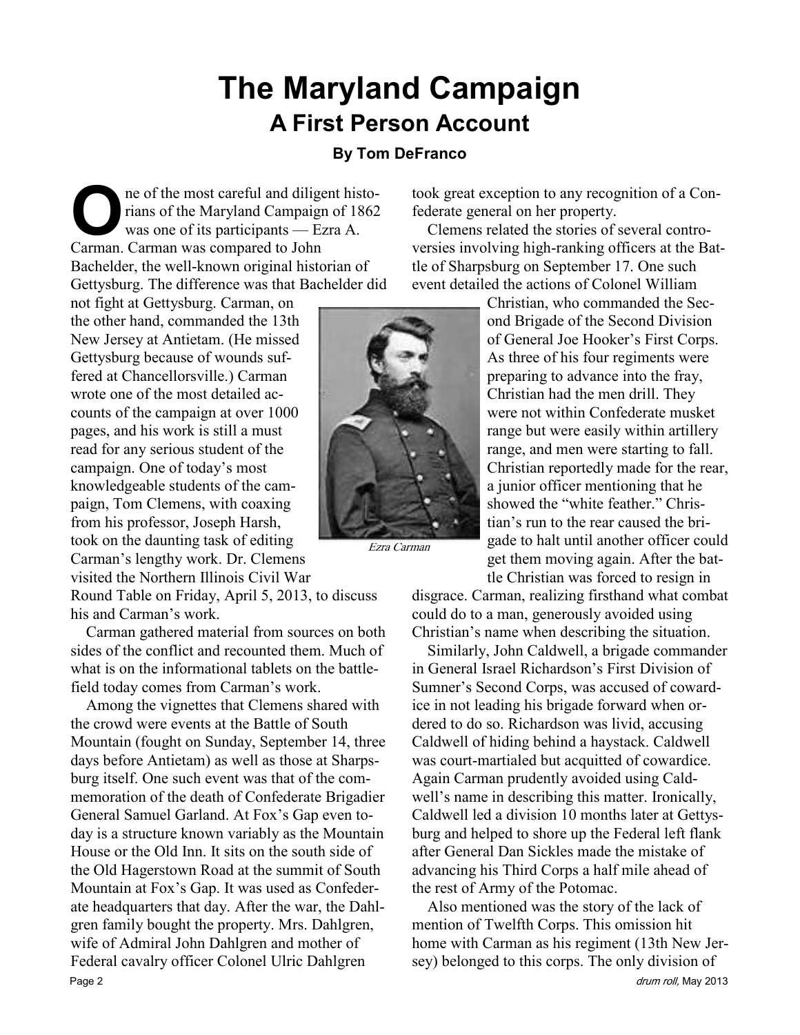# The Maryland Campaign

## A First Person Account

**By Tom DeFranco**

One of the most careful and diligent historians of the Maryland Campaign of 1862 was one of its participants — Ezra A. Carman. Carman was compared to John Bachelder, the well-known original historian of Gettysburg. The difference was that Bachelder did not fight at Gettysburg. Carman, on the other hand, commanded the 13th New Jersey at Antietam. (He missed Gettysburg because of wounds suffered at Chancellorsville.) Carman wrote one of the most detailed accounts of the campaign at over 1000 pages, and his work is still a must read for any serious student of the campaign. One of today's most knowledgeable students of the campaign, Tom Clemens, with coaxing from his professor, Joseph Harsh, took on the daunting task of editing Carman's lengthy work. Dr. Clemens visited the Northern Illinois Civil War Round Table on Friday, April 5, 2013, to discuss his and Carman's work.

*Ezra Carman*

Carman gathered material from sources on both sides of the conflict and recounted them. Much of what is on the informational tablets on the battlefield today comes from Carman's work.

Among the vignettes that Clemens shared with the crowd were events at the Battle of South Mountain (fought on Sunday, September 14, three days before Antietam) as well as those at Sharpsburg itself. One such event was that of the commemoration of the death of Confederate Brigadier General Samuel Garland. At Fox's Gap even today is a structure known variably as the Mountain House or the Old Inn. It sits on the south side of the Old Hagerstown Road at the summit of South Mountain at Fox's Gap. It was used as Confederate headquarters that day. After the war, the Dahlgren family bought the property. Mrs. Dahlgren, wife of Admiral John Dahlgren and mother of Federal cavalry officer Colonel Ulric Dahlgren took great exception to any recognition of a Confederate general on her property.

Clemens related the stories of several controversies involving high-ranking officers at the Battle of Sharpsburg on September 17. One such event detailed the actions of Colonel William Christian, who commanded the Second Brigade of the Second Division of General Joe Hooker's First Corps. As three of his four regiments were preparing to advance into the fray, Christian had the men drill. They were not within Confederate musket range but were easily within artillery range, and men were starting to fall. Christian reportedly made for the rear, a junior officer mentioning that he showed the "white feather." Christian's run to the rear caused the brigade to halt until another officer could get them moving again. After the battle Christian was forced to resign in disgrace. Carman, realizing firsthand what combat could do to a man, generously avoided using Christian's name when describing the situation.

Similarly, John Caldwell, a brigade commander in General Israel Richardson's First Division of Sumner's Second Corps, was accused of cowardice in not leading his brigade forward when ordered to do so. Richardson was livid, accusing Caldwell of hiding behind a haystack. Caldwell was court-martialed but acquitted of cowardice. Again Carman prudently avoided using Caldwell's name in describing this matter. Ironically, Caldwell led a division 10 months later at Gettysburg and helped to shore up the Federal left flank after General Dan Sickles made the mistake of advancing his Third Corps a half mile ahead of the rest of Army of the Potomac.

Also mentioned was the story of the lack of mention of Twelfth Corps. This omission hit home with Carman as his regiment (13th New Jersey) belonged to this corps. The only division of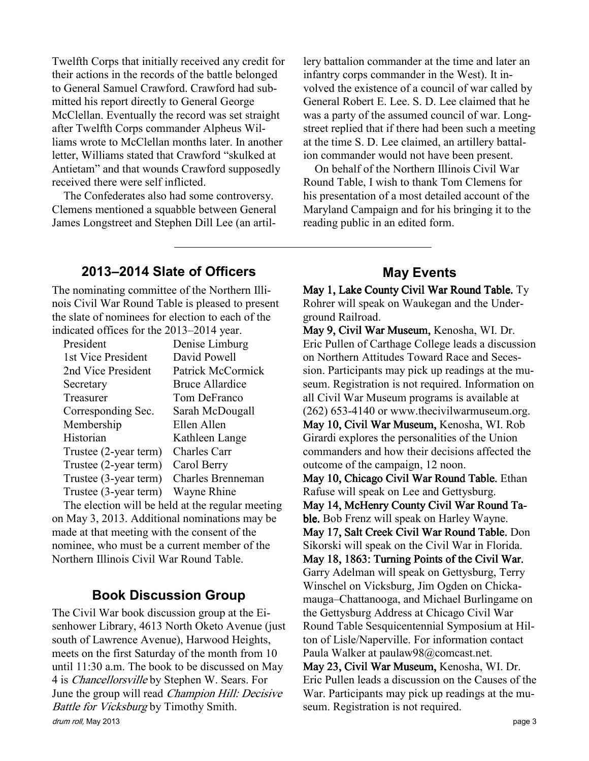Twelfth Corps that initially received any credit for their actions in the records of the battle belonged to General Samuel Crawford. Crawford had submitted his report directly to General George McClellan. Eventually the record was set straight after Twelfth Corps commander Alpheus Williams wrote to McClellan months later. In another letter, Williams stated that Crawford "skulked at Antietam" and that wounds Crawford supposedly received there were self inflicted.

The Confederates also had some controversy. Clemens mentioned a squabble between General James Longstreet and Stephen Dill Lee (an artillery battalion commander at the time and later an infantry corps commander in the West). It involved the existence of a council of war called by General Robert E. Lee. S. D. Lee claimed that he was a party of the assumed council of war. Longstreet replied that if there had been such a meeting at the time S. D. Lee claimed, an artillery battalion commander would not have been present.

On behalf of the Northern Illinois Civil War Round Table, I wish to thank Tom Clemens for his presentation of a most detailed account of the Maryland Campaign and for his bringing it to the reading public in an edited form.

---

## 2013–2014 Slate of Officers

The nominating committee of the Northern Illinois Civil War Round Table is pleased to present the slate of nominees for election to each of the indicated offices for the 2013–2014 year.

| | |
|---|---|
| President | Denise Limburg |
| 1st Vice President | David Powell |
| 2nd Vice President | Patrick McCormick |
| Secretary | Bruce Allardice |
| Treasurer | Tom DeFranco |
| Corresponding Sec. | Sarah McDougall |
| Membership | Ellen Allen |
| Historian | Kathleen Lange |
| Trustee (2-year term) | Charles Carr |
| Trustee (2-year term) | Carol Berry |
| Trustee (3-year term) | Charles Brenneman |
| Trustee (3-year term) | Wayne Rhine |

The election will be held at the regular meeting on May 3, 2013. Additional nominations may be made at that meeting with the consent of the nominee, who must be a current member of the Northern Illinois Civil War Round Table.

## Book Discussion Group

The Civil War book discussion group at the Eisenhower Library, 4613 North Oketo Avenue (just south of Lawrence Avenue), Harwood Heights, meets on the first Saturday of the month from 10 until 11:30 a.m. The book to be discussed on May 4 is *Chancellorsville* by Stephen W. Sears. For June the group will read *Champion Hill: Decisive Battle for Vicksburg* by Timothy Smith.

## May Events

**May 1, Lake County Civil War Round Table.** Ty Rohrer will speak on Waukegan and the Underground Railroad.

**May 9, Civil War Museum,** Kenosha, WI. Dr. Eric Pullen of Carthage College leads a discussion on Northern Attitudes Toward Race and Secession. Participants may pick up readings at the museum. Registration is not required. Information on all Civil War Museum programs is available at (262) 653-4140 or www.thecivilwarmuseum.org.

**May 10, Civil War Museum,** Kenosha, WI. Rob Girardi explores the personalities of the Union commanders and how their decisions affected the outcome of the campaign, 12 noon.

**May 10, Chicago Civil War Round Table.** Ethan Rafuse will speak on Lee and Gettysburg.

**May 14, McHenry County Civil War Round Table.** Bob Frenz will speak on Harley Wayne.

**May 17, Salt Creek Civil War Round Table.** Don Sikorski will speak on the Civil War in Florida.

**May 18, 1863: Turning Points of the Civil War.** Garry Adelman will speak on Gettysburg, Terry Winschel on Vicksburg, Jim Ogden on Chickamauga–Chattanooga, and Michael Burlingame on the Gettysburg Address at Chicago Civil War Round Table Sesquicentennial Symposium at Hilton of Lisle/Naperville. For information contact Paula Walker at paulaw98@comcast.net.

**May 23, Civil War Museum,** Kenosha, WI. Dr. Eric Pullen leads a discussion on the Causes of the War. Participants may pick up readings at the museum. Registration is not required.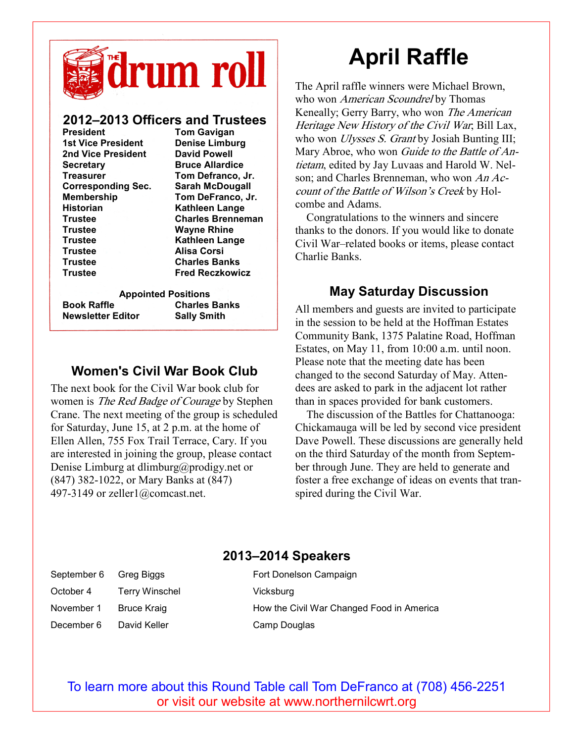THE drum roll

## 2012–2013 Officers and Trustees

| | |
|---|---|
| President | Tom Gavigan |
| 1st Vice President | Denise Limburg |
| 2nd Vice President | David Powell |
| Secretary | Bruce Allardice |
| Treasurer | Tom Defranco, Jr. |
| Corresponding Sec. | Sarah McDougall |
| Membership | Tom DeFranco, Jr. |
| Historian | Kathleen Lange |
| Trustee | Charles Brenneman |
| Trustee | Wayne Rhine |
| Trustee | Kathleen Lange |
| Trustee | Alisa Corsi |
| Trustee | Charles Banks |
| Trustee | Fred Reczkowicz |

**Appointed Positions**

| | |
|---|---|
| Book Raffle | Charles Banks |
| Newsletter Editor | Sally Smith |

## Women's Civil War Book Club

The next book for the Civil War book club for women is *The Red Badge of Courage* by Stephen Crane. The next meeting of the group is scheduled for Saturday, June 15, at 2 p.m. at the home of Ellen Allen, 755 Fox Trail Terrace, Cary. If you are interested in joining the group, please contact Denise Limburg at dlimburg@prodigy.net or (847) 382-1022, or Mary Banks at (847) 497-3149 or zeller1@comcast.net.

# April Raffle

The April raffle winners were Michael Brown, who won *American Scoundrel* by Thomas Keneally; Gerry Barry, who won *The American Heritage New History of the Civil War*; Bill Lax, who won *Ulysses S. Grant* by Josiah Bunting III; Mary Abroe, who won *Guide to the Battle of Antietam*, edited by Jay Luvaas and Harold W. Nelson; and Charles Brenneman, who won *An Account of the Battle of Wilson's Creek* by Holcombe and Adams.

Congratulations to the winners and sincere thanks to the donors. If you would like to donate Civil War–related books or items, please contact Charlie Banks.

## May Saturday Discussion

All members and guests are invited to participate in the session to be held at the Hoffman Estates Community Bank, 1375 Palatine Road, Hoffman Estates, on May 11, from 10:00 a.m. until noon. Please note that the meeting date has been changed to the second Saturday of May. Attendees are asked to park in the adjacent lot rather than in spaces provided for bank customers.

The discussion of the Battles for Chattanooga: Chickamauga will be led by second vice president Dave Powell. These discussions are generally held on the third Saturday of the month from September through June. They are held to generate and foster a free exchange of ideas on events that transpired during the Civil War.

## 2013–2014 Speakers

| | | |
|---|---|---|
| September 6 | Greg Biggs | Fort Donelson Campaign |
| October 4 | Terry Winschel | Vicksburg |
| November 1 | Bruce Kraig | How the Civil War Changed Food in America |
| December 6 | David Keller | Camp Douglas |

To learn more about this Round Table call Tom DeFranco at (708) 456-2251
or visit our website at www.northernilcwrt.org